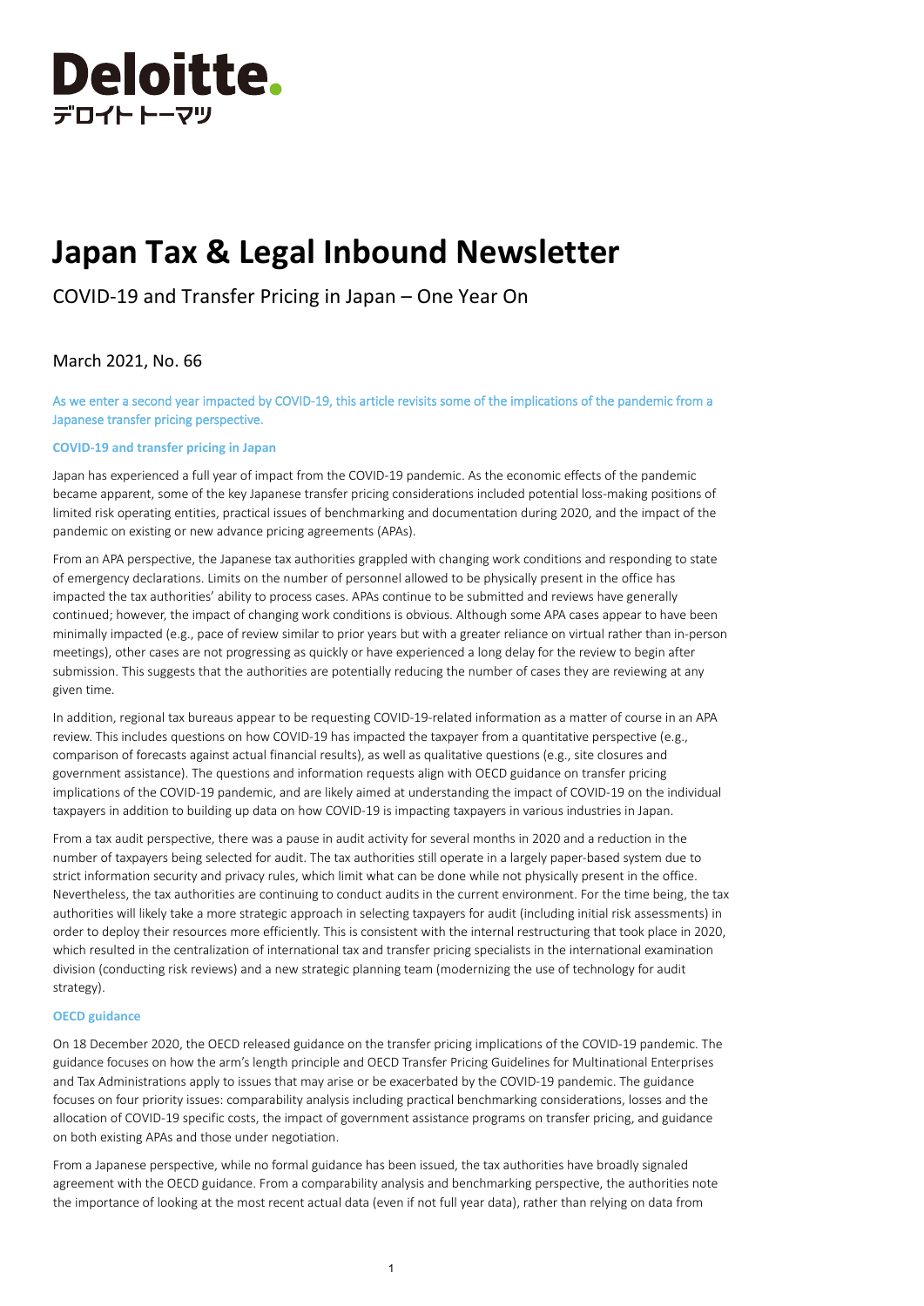# Deloitte.

デロイト トーマツ

# Japan Tax & Legal Inbound Newsletter

COVID-19 and Transfer Pricing in Japan – One Year On

March 2021, No. 66

As we enter a second year impacted by COVID-19, this article revisits some of the implications of the pandemic from a Japanese transfer pricing perspective.

### COVID-19 and transfer pricing in Japan

Japan has experienced a full year of impact from the COVID-19 pandemic. As the economic effects of the pandemic became apparent, some of the key Japanese transfer pricing considerations included potential loss-making positions of limited risk operating entities, practical issues of benchmarking and documentation during 2020, and the impact of the pandemic on existing or new advance pricing agreements (APAs).

From an APA perspective, the Japanese tax authorities grappled with changing work conditions and responding to state of emergency declarations. Limits on the number of personnel allowed to be physically present in the office has impacted the tax authorities' ability to process cases. APAs continue to be submitted and reviews have generally continued; however, the impact of changing work conditions is obvious. Although some APA cases appear to have been minimally impacted (e.g., pace of review similar to prior years but with a greater reliance on virtual rather than in-person meetings), other cases are not progressing as quickly or have experienced a long delay for the review to begin after submission. This suggests that the authorities are potentially reducing the number of cases they are reviewing at any given time.

In addition, regional tax bureaus appear to be requesting COVID-19-related information as a matter of course in an APA review. This includes questions on how COVID-19 has impacted the taxpayer from a quantitative perspective (e.g., comparison of forecasts against actual financial results), as well as qualitative questions (e.g., site closures and government assistance). The questions and information requests align with OECD guidance on transfer pricing implications of the COVID-19 pandemic, and are likely aimed at understanding the impact of COVID-19 on the individual taxpayers in addition to building up data on how COVID-19 is impacting taxpayers in various industries in Japan.

From a tax audit perspective, there was a pause in audit activity for several months in 2020 and a reduction in the number of taxpayers being selected for audit. The tax authorities still operate in a largely paper-based system due to strict information security and privacy rules, which limit what can be done while not physically present in the office. Nevertheless, the tax authorities are continuing to conduct audits in the current environment. For the time being, the tax authorities will likely take a more strategic approach in selecting taxpayers for audit (including initial risk assessments) in order to deploy their resources more efficiently. This is consistent with the internal restructuring that took place in 2020, which resulted in the centralization of international tax and transfer pricing specialists in the international examination division (conducting risk reviews) and a new strategic planning team (modernizing the use of technology for audit strategy).

### OECD guidance

On 18 December 2020, the OECD released guidance on the transfer pricing implications of the COVID-19 pandemic. The guidance focuses on how the arm's length principle and OECD Transfer Pricing Guidelines for Multinational Enterprises and Tax Administrations apply to issues that may arise or be exacerbated by the COVID-19 pandemic. The guidance focuses on four priority issues: comparability analysis including practical benchmarking considerations, losses and the allocation of COVID-19 specific costs, the impact of government assistance programs on transfer pricing, and guidance on both existing APAs and those under negotiation.

From a Japanese perspective, while no formal guidance has been issued, the tax authorities have broadly signaled agreement with the OECD guidance. From a comparability analysis and benchmarking perspective, the authorities note the importance of looking at the most recent actual data (even if not full year data), rather than relying on data from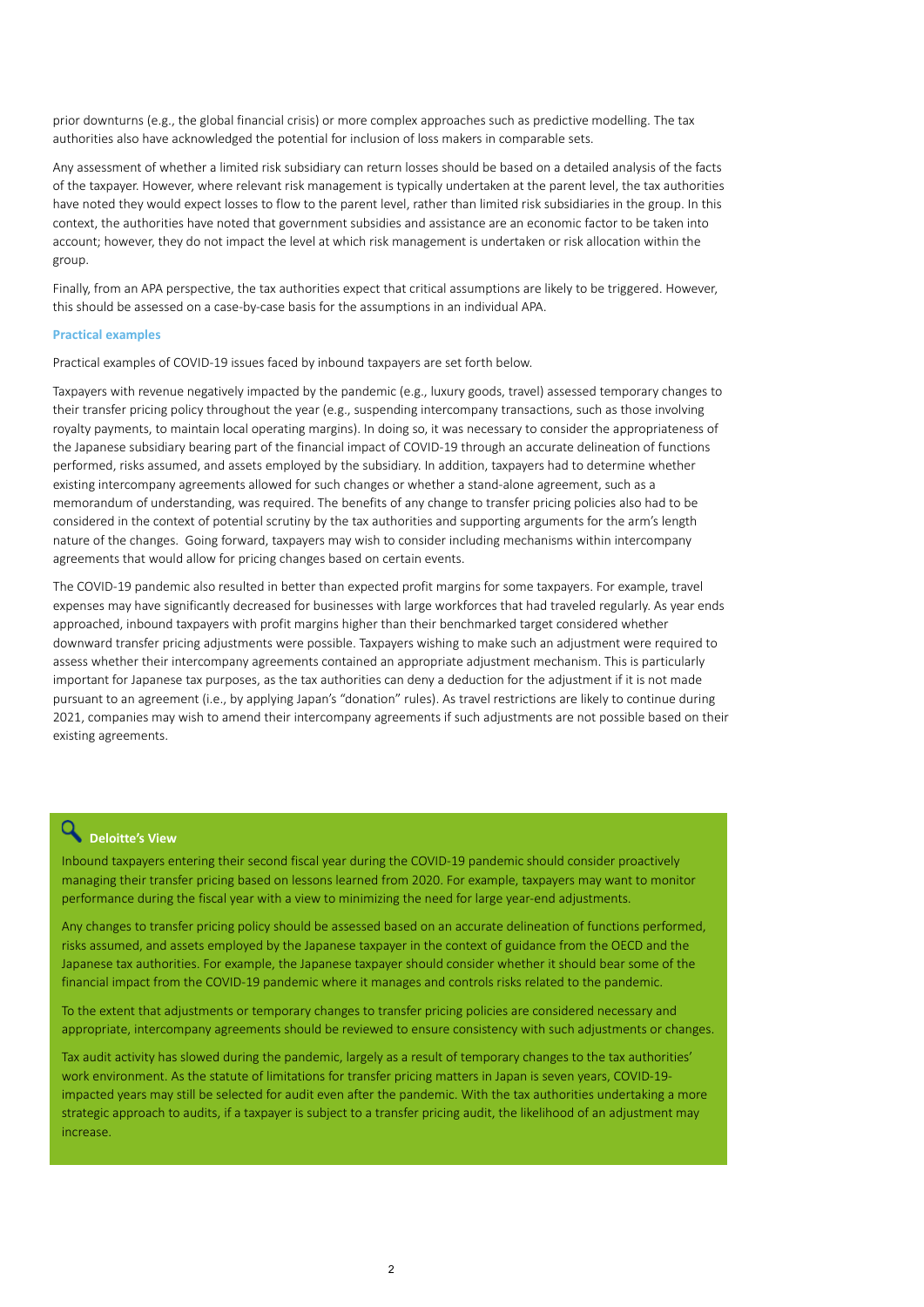prior downturns (e.g., the global financial crisis) or more complex approaches such as predictive modelling. The tax authorities also have acknowledged the potential for inclusion of loss makers in comparable sets.

Any assessment of whether a limited risk subsidiary can return losses should be based on a detailed analysis of the facts of the taxpayer. However, where relevant risk management is typically undertaken at the parent level, the tax authorities have noted they would expect losses to flow to the parent level, rather than limited risk subsidiaries in the group. In this context, the authorities have noted that government subsidies and assistance are an economic factor to be taken into account; however, they do not impact the level at which risk management is undertaken or risk allocation within the group.

Finally, from an APA perspective, the tax authorities expect that critical assumptions are likely to be triggered. However, this should be assessed on a case-by-case basis for the assumptions in an individual APA.

### Practical examples

Practical examples of COVID-19 issues faced by inbound taxpayers are set forth below.

Taxpayers with revenue negatively impacted by the pandemic (e.g., luxury goods, travel) assessed temporary changes to their transfer pricing policy throughout the year (e.g., suspending intercompany transactions, such as those involving royalty payments, to maintain local operating margins). In doing so, it was necessary to consider the appropriateness of the Japanese subsidiary bearing part of the financial impact of COVID-19 through an accurate delineation of functions performed, risks assumed, and assets employed by the subsidiary. In addition, taxpayers had to determine whether existing intercompany agreements allowed for such changes or whether a stand-alone agreement, such as a memorandum of understanding, was required. The benefits of any change to transfer pricing policies also had to be considered in the context of potential scrutiny by the tax authorities and supporting arguments for the arm's length nature of the changes. Going forward, taxpayers may wish to consider including mechanisms within intercompany agreements that would allow for pricing changes based on certain events.

The COVID-19 pandemic also resulted in better than expected profit margins for some taxpayers. For example, travel expenses may have significantly decreased for businesses with large workforces that had traveled regularly. As year ends approached, inbound taxpayers with profit margins higher than their benchmarked target considered whether downward transfer pricing adjustments were possible. Taxpayers wishing to make such an adjustment were required to assess whether their intercompany agreements contained an appropriate adjustment mechanism. This is particularly important for Japanese tax purposes, as the tax authorities can deny a deduction for the adjustment if it is not made pursuant to an agreement (i.e., by applying Japan's "donation" rules). As travel restrictions are likely to continue during 2021, companies may wish to amend their intercompany agreements if such adjustments are not possible based on their existing agreements.

### Deloitte's View

Inbound taxpayers entering their second fiscal year during the COVID-19 pandemic should consider proactively managing their transfer pricing based on lessons learned from 2020. For example, taxpayers may want to monitor performance during the fiscal year with a view to minimizing the need for large year-end adjustments.

Any changes to transfer pricing policy should be assessed based on an accurate delineation of functions performed, risks assumed, and assets employed by the Japanese taxpayer in the context of guidance from the OECD and the Japanese tax authorities. For example, the Japanese taxpayer should consider whether it should bear some of the financial impact from the COVID-19 pandemic where it manages and controls risks related to the pandemic.

To the extent that adjustments or temporary changes to transfer pricing policies are considered necessary and appropriate, intercompany agreements should be reviewed to ensure consistency with such adjustments or changes.

Tax audit activity has slowed during the pandemic, largely as a result of temporary changes to the tax authorities' work environment. As the statute of limitations for transfer pricing matters in Japan is seven years, COVID-19-impacted years may still be selected for audit even after the pandemic. With the tax authorities undertaking a more strategic approach to audits, if a taxpayer is subject to a transfer pricing audit, the likelihood of an adjustment may increase.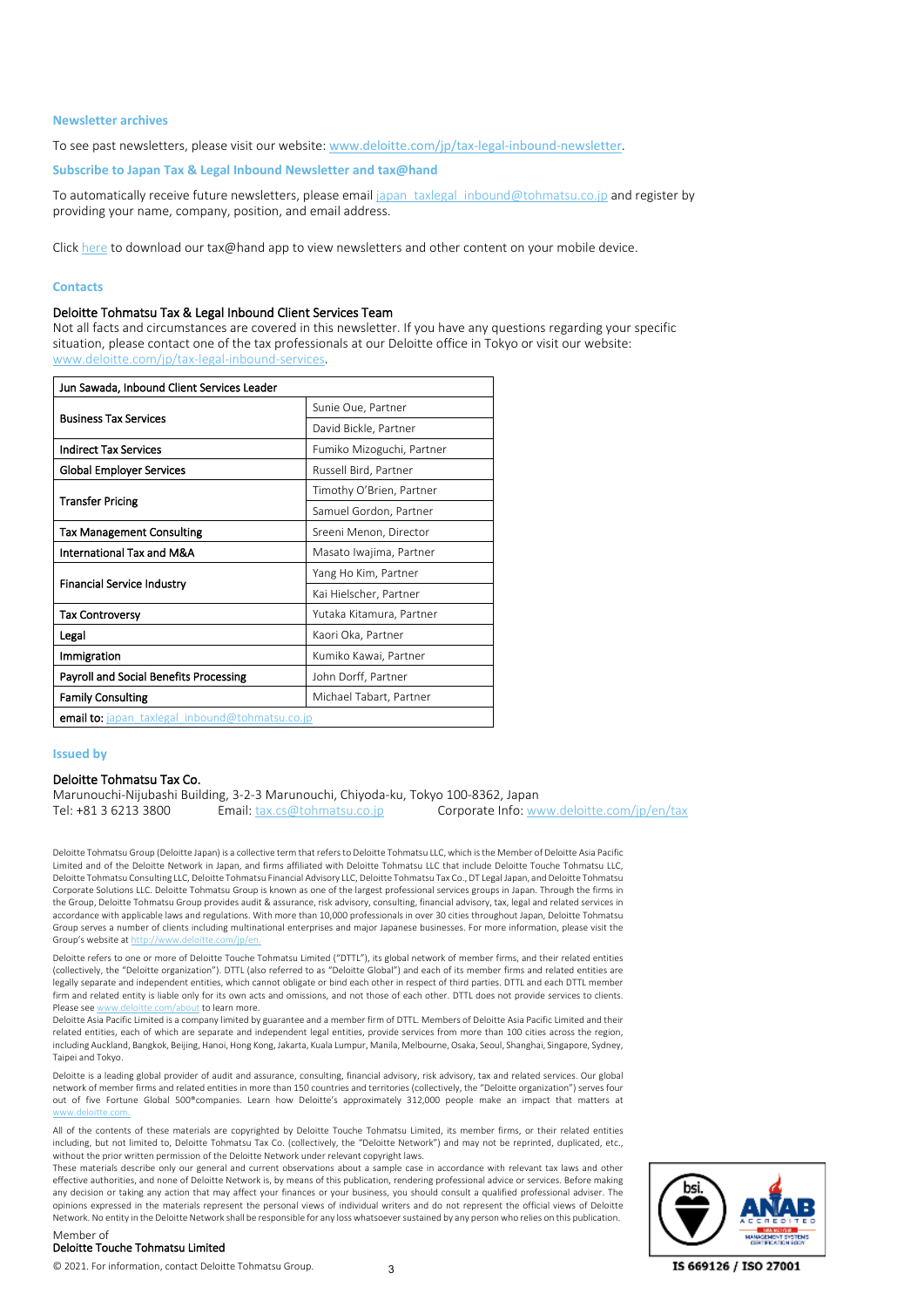### Newsletter archives

To see past newsletters, please visit our website: www.deloitte.com/jp/tax-legal-inbound-newsletter.

### Subscribe to Japan Tax & Legal Inbound Newsletter and tax@hand

To automatically receive future newsletters, please email japan_taxlegal_inbound@tohmatsu.co.jp and register by providing your name, company, position, and email address.

Click here to download our tax@hand app to view newsletters and other content on your mobile device.

### Contacts

**Deloitte Tohmatsu Tax & Legal Inbound Client Services Team**

Not all facts and circumstances are covered in this newsletter. If you have any questions regarding your specific situation, please contact one of the tax professionals at our Deloitte office in Tokyo or visit our website: www.deloitte.com/jp/tax-legal-inbound-services.

| Jun Sawada, Inbound Client Services Leader | |
|---|---|
| Business Tax Services | Sunie Oue, Partner |
| | David Bickle, Partner |
| Indirect Tax Services | Fumiko Mizoguchi, Partner |
| Global Employer Services | Russell Bird, Partner |
| Transfer Pricing | Timothy O'Brien, Partner |
| | Samuel Gordon, Partner |
| Tax Management Consulting | Sreeni Menon, Director |
| International Tax and M&A | Masato Iwajima, Partner |
| Financial Service Industry | Yang Ho Kim, Partner |
| | Kai Hielscher, Partner |
| Tax Controversy | Yutaka Kitamura, Partner |
| Legal | Kaori Oka, Partner |
| Immigration | Kumiko Kawai, Partner |
| Payroll and Social Benefits Processing | John Dorff, Partner |
| Family Consulting | Michael Tabart, Partner |
| **email to:** japan_taxlegal_inbound@tohmatsu.co.jp | |

### Issued by

**Deloitte Tohmatsu Tax Co.**

Marunouchi-Nijubashi Building, 3-2-3 Marunouchi, Chiyoda-ku, Tokyo 100-8362, Japan
Tel: +81 3 6213 3800  Email: tax.cs@tohmatsu.co.jp  Corporate Info: www.deloitte.com/jp/en/tax

Deloitte Tohmatsu Group (Deloitte Japan) is a collective term that refers to Deloitte Tohmatsu LLC, which is the Member of Deloitte Asia Pacific Limited and of the Deloitte Network in Japan, and firms affiliated with Deloitte Tohmatsu LLC that include Deloitte Touche Tohmatsu LLC, Deloitte Tohmatsu Consulting LLC, Deloitte Tohmatsu Financial Advisory LLC, Deloitte Tohmatsu Tax Co., DT Legal Japan, and Deloitte Tohmatsu Corporate Solutions LLC. Deloitte Tohmatsu Group is known as one of the largest professional services groups in Japan. Through the firms in the Group, Deloitte Tohmatsu Group provides audit & assurance, risk advisory, consulting, financial advisory, tax, legal and related services in accordance with applicable laws and regulations. With more than 10,000 professionals in over 30 cities throughout Japan, Deloitte Tohmatsu Group serves a number of clients including multinational enterprises and major Japanese businesses. For more information, please visit the Group's website at http://www.deloitte.com/jp/en.

Deloitte refers to one or more of Deloitte Touche Tohmatsu Limited ("DTTL"), its global network of member firms, and their related entities (collectively, the "Deloitte organization"). DTTL (also referred to as "Deloitte Global") and each of its member firms and related entities are legally separate and independent entities, which cannot obligate or bind each other in respect of third parties. DTTL and each DTTL member firm and related entity is liable only for its own acts and omissions, and not those of each other. DTTL does not provide services to clients. Please see www.deloitte.com/about to learn more.

Deloitte Asia Pacific Limited is a company limited by guarantee and a member firm of DTTL. Members of Deloitte Asia Pacific Limited and their related entities, each of which are separate and independent legal entities, provide services from more than 100 cities across the region, including Auckland, Bangkok, Beijing, Hanoi, Hong Kong, Jakarta, Kuala Lumpur, Manila, Melbourne, Osaka, Seoul, Shanghai, Singapore, Sydney, Taipei and Tokyo.

Deloitte is a leading global provider of audit and assurance, consulting, financial advisory, risk advisory, tax and related services. Our global network of member firms and related entities in more than 150 countries and territories (collectively, the "Deloitte organization") serves four out of five Fortune Global 500®companies. Learn how Deloitte's approximately 312,000 people make an impact that matters at www.deloitte.com.

All of the contents of these materials are copyrighted by Deloitte Touche Tohmatsu Limited, its member firms, or their related entities including, but not limited to, Deloitte Tohmatsu Tax Co. (collectively, the "Deloitte Network") and may not be reprinted, duplicated, etc., without the prior written permission of the Deloitte Network under relevant copyright laws.

These materials describe only our general and current observations about a sample case in accordance with relevant tax laws and other effective authorities, and none of Deloitte Network is, by means of this publication, rendering professional advice or services. Before making any decision or taking any action that may affect your finances or your business, you should consult a qualified professional adviser. The opinions expressed in the materials represent the personal views of individual writers and do not represent the official views of Deloitte Network. No entity in the Deloitte Network shall be responsible for any loss whatsoever sustained by any person who relies on this publication.

Member of
**Deloitte Touche Tohmatsu Limited**

© 2021. For information, contact Deloitte Tohmatsu Group.

IS 669126 / ISO 27001